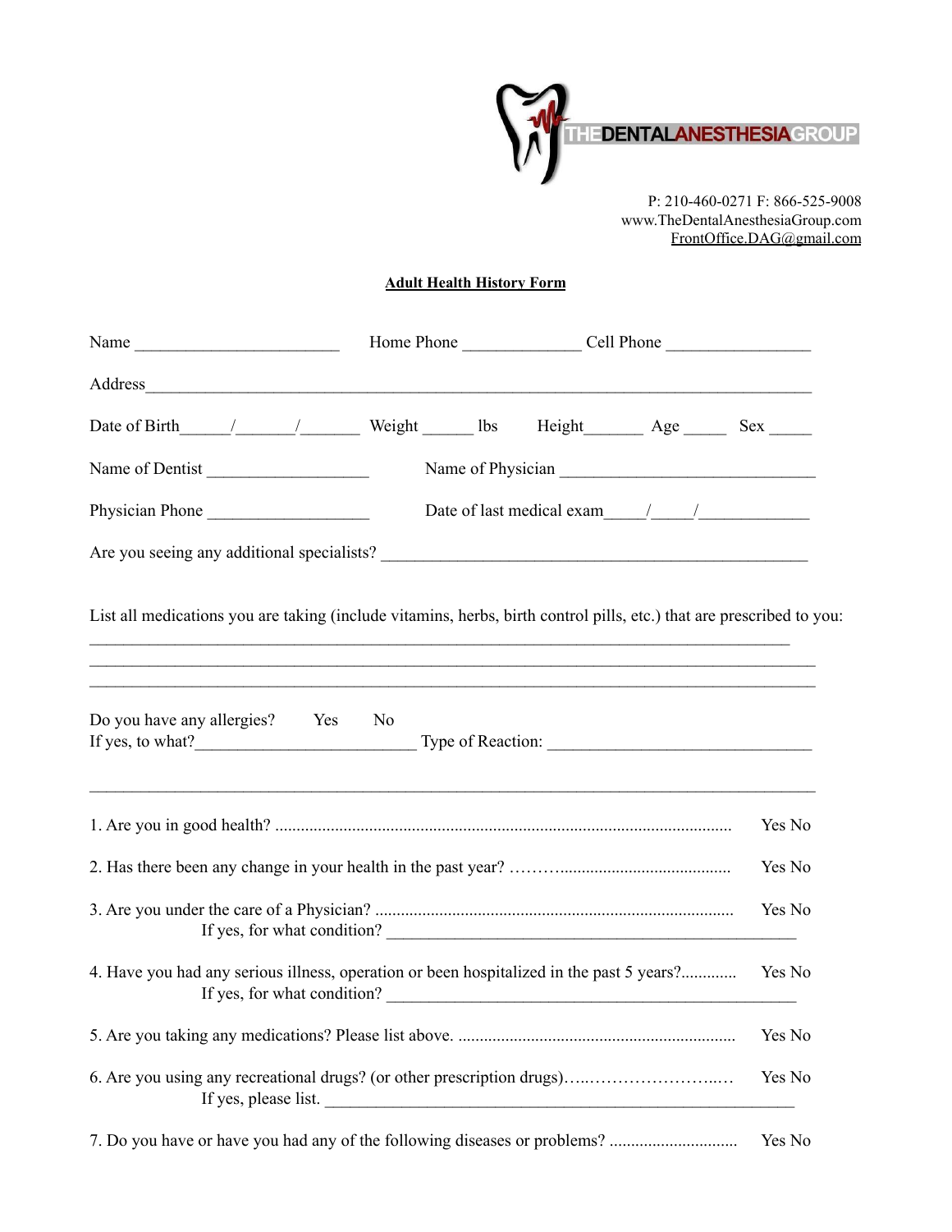THEDENTALANESTHESIAGROUP

P: 210-460-0271 F: 866-525-9008
www.TheDentalAnesthesiaGroup.com
FrontOffice.DAG@gmail.com

**Adult Health History Form**

Name ________________________ Home Phone ______________ Cell Phone _________________

Address_________________________________________________________________________________

Date of Birth______/_______/_______ Weight ______ lbs Height_______ Age _____ Sex _____

Name of Dentist ___________________ Name of Physician ______________________________

Physician Phone ___________________ Date of last medical exam_____/_____/_____________

Are you seeing any additional specialists? ___________________________________________________

List all medications you are taking (include vitamins, herbs, birth control pills, etc.) that are prescribed to you:
_____________________________________________________________________________________
_________________________________________________________________________________________
_________________________________________________________________________________________

Do you have any allergies? Yes No
If yes, to what?__________________________ Type of Reaction: _______________________________

_________________________________________________________________________________________

1. Are you in good health? ............................................................................................................ Yes No

2. Has there been any change in your health in the past year? ………........................................ Yes No

3. Are you under the care of a Physician? ................................................................................... Yes No
If yes, for what condition? _________________________________________________

4. Have you had any serious illness, operation or been hospitalized in the past 5 years?............. Yes No
If yes, for what condition? _________________________________________________

5. Are you taking any medications? Please list above. ................................................................ Yes No

6. Are you using any recreational drugs? (or other prescription drugs)…..…………………..… Yes No
If yes, please list. __________________________________________________________

7. Do you have or have you had any of the following diseases or problems? ............................. Yes No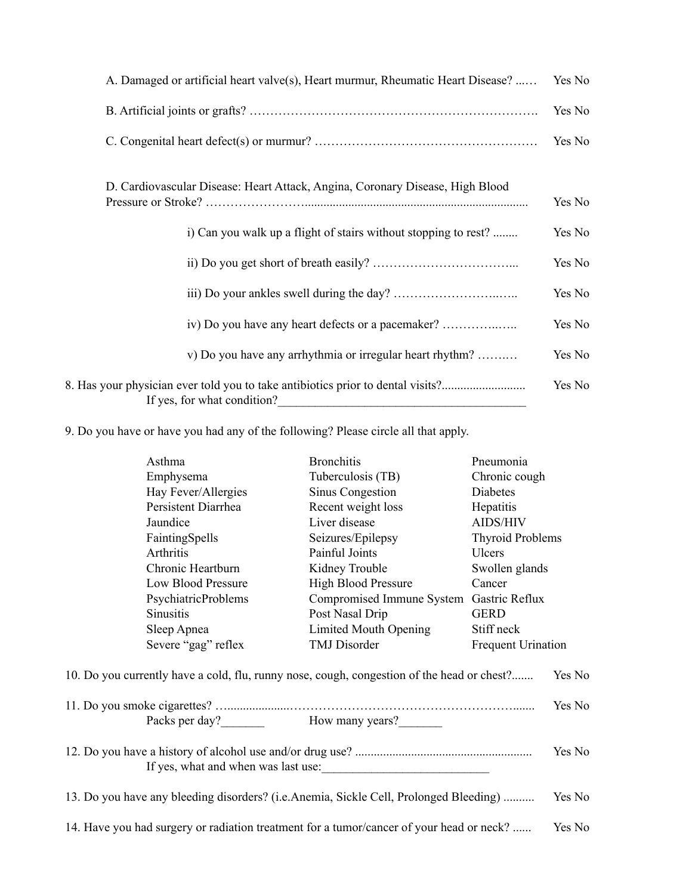A. Damaged or artificial heart valve(s), Heart murmur, Rheumatic Heart Disease? ...… Yes No

B. Artificial joints or grafts? ……………………………………………………………. Yes No

C. Congenital heart defect(s) or murmur? ……………………………………………… Yes No

D. Cardiovascular Disease: Heart Attack, Angina, Coronary Disease, High Blood Pressure or Stroke? ……………………........................................................................ Yes No

- i) Can you walk up a flight of stairs without stopping to rest? ........ Yes No
- ii) Do you get short of breath easily? ……………………………... Yes No
- iii) Do your ankles swell during the day? ……………………..….. Yes No
- iv) Do you have any heart defects or a pacemaker? …………..….. Yes No
- v) Do you have any arrhythmia or irregular heart rhythm? …….… Yes No

8. Has your physician ever told you to take antibiotics prior to dental visits?.......................... Yes No
   If yes, for what condition?_______________________________________

9. Do you have or have you had any of the following? Please circle all that apply.

| | | |
|---|---|---|
| Asthma | Bronchitis | Pneumonia |
| Emphysema | Tuberculosis (TB) | Chronic cough |
| Hay Fever/Allergies | Sinus Congestion | Diabetes |
| Persistent Diarrhea | Recent weight loss | Hepatitis |
| Jaundice | Liver disease | AIDS/HIV |
| FaintingSpells | Seizures/Epilepsy | Thyroid Problems |
| Arthritis | Painful Joints | Ulcers |
| Chronic Heartburn | Kidney Trouble | Swollen glands |
| Low Blood Pressure | High Blood Pressure | Cancer |
| PsychiatricProblems | Compromised Immune System | Gastric Reflux |
| Sinusitis | Post Nasal Drip | GERD |
| Sleep Apnea | Limited Mouth Opening | Stiff neck |
| Severe "gag" reflex | TMJ Disorder | Frequent Urination |

10. Do you currently have a cold, flu, runny nose, cough, congestion of the head or chest?....... Yes No

11. Do you smoke cigarettes? …..................……………………………………………....... Yes No
    Packs per day?_______ How many years?_______

12. Do you have a history of alcohol use and/or drug use? ........................................................ Yes No
    If yes, what and when was last use:___________________________

13. Do you have any bleeding disorders? (i.e.Anemia, Sickle Cell, Prolonged Bleeding) .......... Yes No

14. Have you had surgery or radiation treatment for a tumor/cancer of your head or neck? ...... Yes No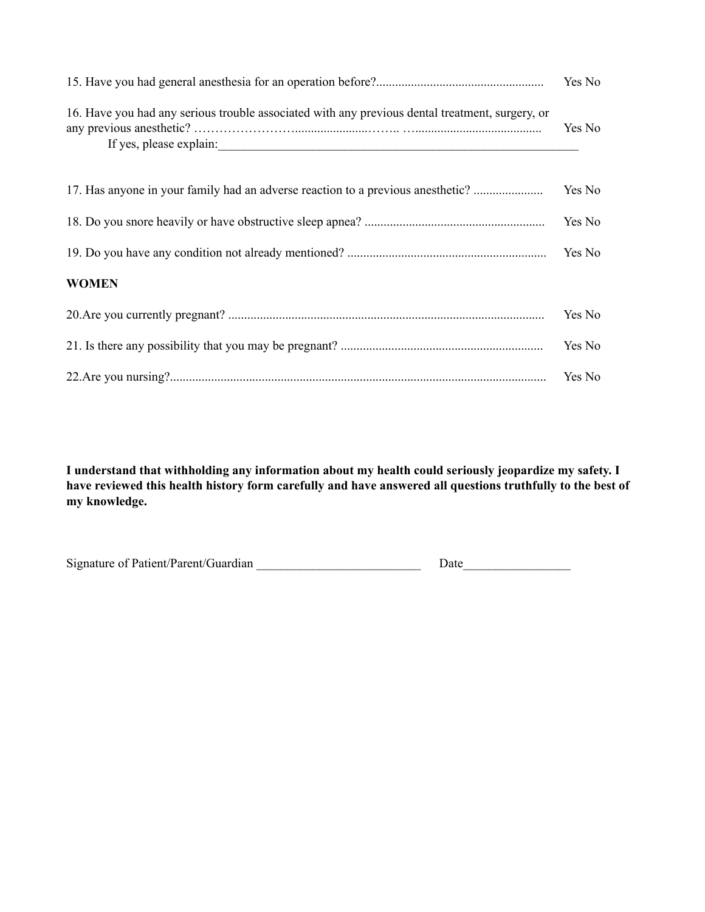15. Have you had general anesthesia for an operation before?.................................................... Yes No

16. Have you had any serious trouble associated with any previous dental treatment, surgery, or any previous anesthetic? ……………………....................……. …...................................... Yes No

If yes, please explain:_______________________________________________________________

17. Has anyone in your family had an adverse reaction to a previous anesthetic? ..................... Yes No

18. Do you snore heavily or have obstructive sleep apnea? ........................................................ Yes No

19. Do you have any condition not already mentioned? .............................................................. Yes No

**WOMEN**

20.Are you currently pregnant? .................................................................................................. Yes No

21. Is there any possibility that you may be pregnant? ............................................................... Yes No

22.Are you nursing?...................................................................................................................... Yes No

**I understand that withholding any information about my health could seriously jeopardize my safety. I have reviewed this health history form carefully and have answered all questions truthfully to the best of my knowledge.**

Signature of Patient/Parent/Guardian __________________________ Date_________________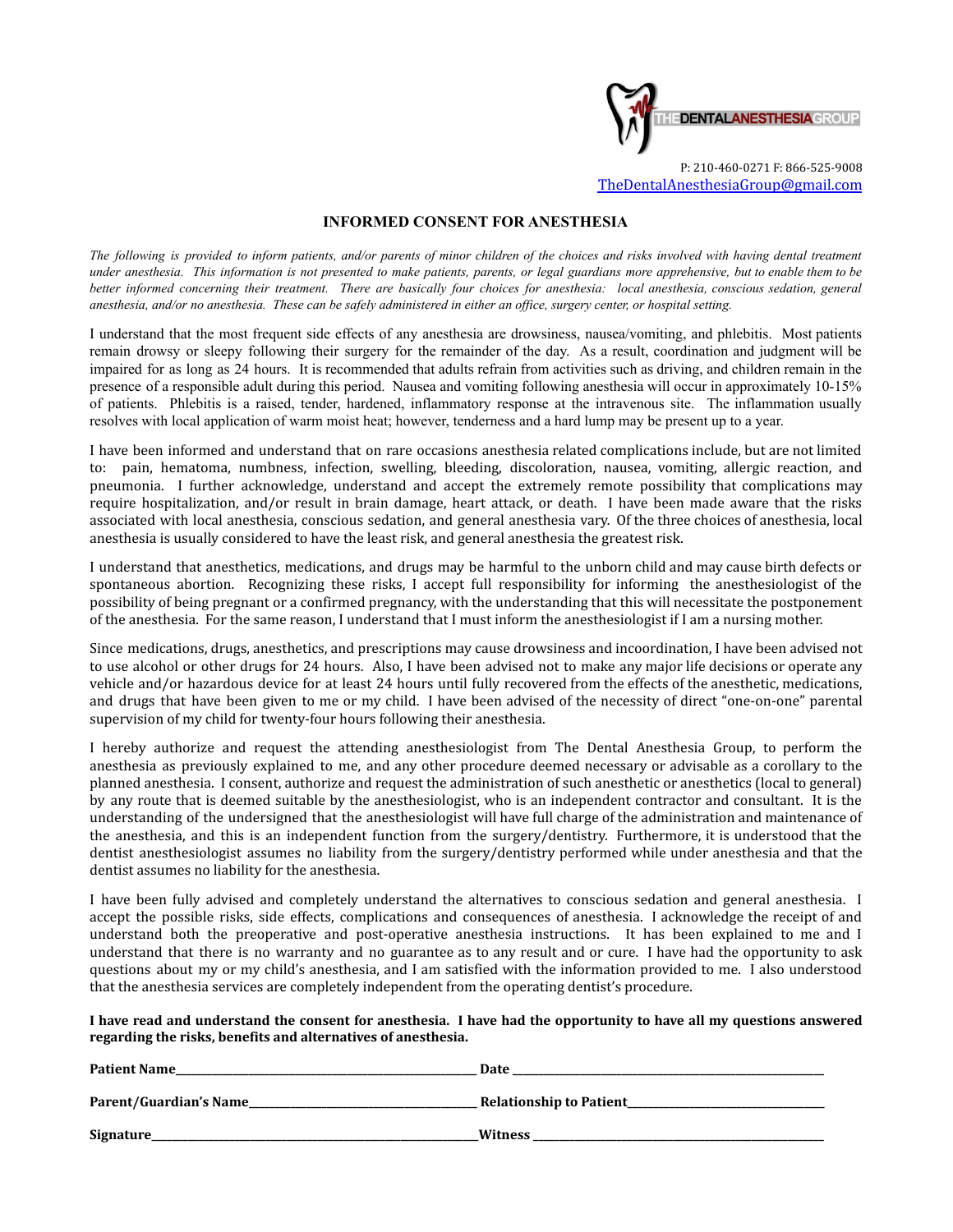THEDENTALANESTHESIAGROUP

P: 210-460-0271 F: 866-525-9008
TheDentalAnesthesiaGroup@gmail.com

## INFORMED CONSENT FOR ANESTHESIA

*The following is provided to inform patients, and/or parents of minor children of the choices and risks involved with having dental treatment under anesthesia. This information is not presented to make patients, parents, or legal guardians more apprehensive, but to enable them to be better informed concerning their treatment. There are basically four choices for anesthesia: local anesthesia, conscious sedation, general anesthesia, and/or no anesthesia. These can be safely administered in either an office, surgery center, or hospital setting.*

I understand that the most frequent side effects of any anesthesia are drowsiness, nausea/vomiting, and phlebitis. Most patients remain drowsy or sleepy following their surgery for the remainder of the day. As a result, coordination and judgment will be impaired for as long as 24 hours. It is recommended that adults refrain from activities such as driving, and children remain in the presence of a responsible adult during this period. Nausea and vomiting following anesthesia will occur in approximately 10-15% of patients. Phlebitis is a raised, tender, hardened, inflammatory response at the intravenous site. The inflammation usually resolves with local application of warm moist heat; however, tenderness and a hard lump may be present up to a year.

I have been informed and understand that on rare occasions anesthesia related complications include, but are not limited to: pain, hematoma, numbness, infection, swelling, bleeding, discoloration, nausea, vomiting, allergic reaction, and pneumonia. I further acknowledge, understand and accept the extremely remote possibility that complications may require hospitalization, and/or result in brain damage, heart attack, or death. I have been made aware that the risks associated with local anesthesia, conscious sedation, and general anesthesia vary. Of the three choices of anesthesia, local anesthesia is usually considered to have the least risk, and general anesthesia the greatest risk.

I understand that anesthetics, medications, and drugs may be harmful to the unborn child and may cause birth defects or spontaneous abortion. Recognizing these risks, I accept full responsibility for informing the anesthesiologist of the possibility of being pregnant or a confirmed pregnancy, with the understanding that this will necessitate the postponement of the anesthesia. For the same reason, I understand that I must inform the anesthesiologist if I am a nursing mother.

Since medications, drugs, anesthetics, and prescriptions may cause drowsiness and incoordination, I have been advised not to use alcohol or other drugs for 24 hours. Also, I have been advised not to make any major life decisions or operate any vehicle and/or hazardous device for at least 24 hours until fully recovered from the effects of the anesthetic, medications, and drugs that have been given to me or my child. I have been advised of the necessity of direct "one-on-one" parental supervision of my child for twenty-four hours following their anesthesia.

I hereby authorize and request the attending anesthesiologist from The Dental Anesthesia Group, to perform the anesthesia as previously explained to me, and any other procedure deemed necessary or advisable as a corollary to the planned anesthesia. I consent, authorize and request the administration of such anesthetic or anesthetics (local to general) by any route that is deemed suitable by the anesthesiologist, who is an independent contractor and consultant. It is the understanding of the undersigned that the anesthesiologist will have full charge of the administration and maintenance of the anesthesia, and this is an independent function from the surgery/dentistry. Furthermore, it is understood that the dentist anesthesiologist assumes no liability from the surgery/dentistry performed while under anesthesia and that the dentist assumes no liability for the anesthesia.

I have been fully advised and completely understand the alternatives to conscious sedation and general anesthesia. I accept the possible risks, side effects, complications and consequences of anesthesia. I acknowledge the receipt of and understand both the preoperative and post-operative anesthesia instructions. It has been explained to me and I understand that there is no warranty and no guarantee as to any result and or cure. I have had the opportunity to ask questions about my or my child's anesthesia, and I am satisfied with the information provided to me. I also understood that the anesthesia services are completely independent from the operating dentist's procedure.

**I have read and understand the consent for anesthesia. I have had the opportunity to have all my questions answered regarding the risks, benefits and alternatives of anesthesia.**

**Patient Name**______________________________ **Date** ______________________________

**Parent/Guardian's Name**______________________________ **Relationship to Patient**______________________________

**Signature**______________________________ **Witness** ______________________________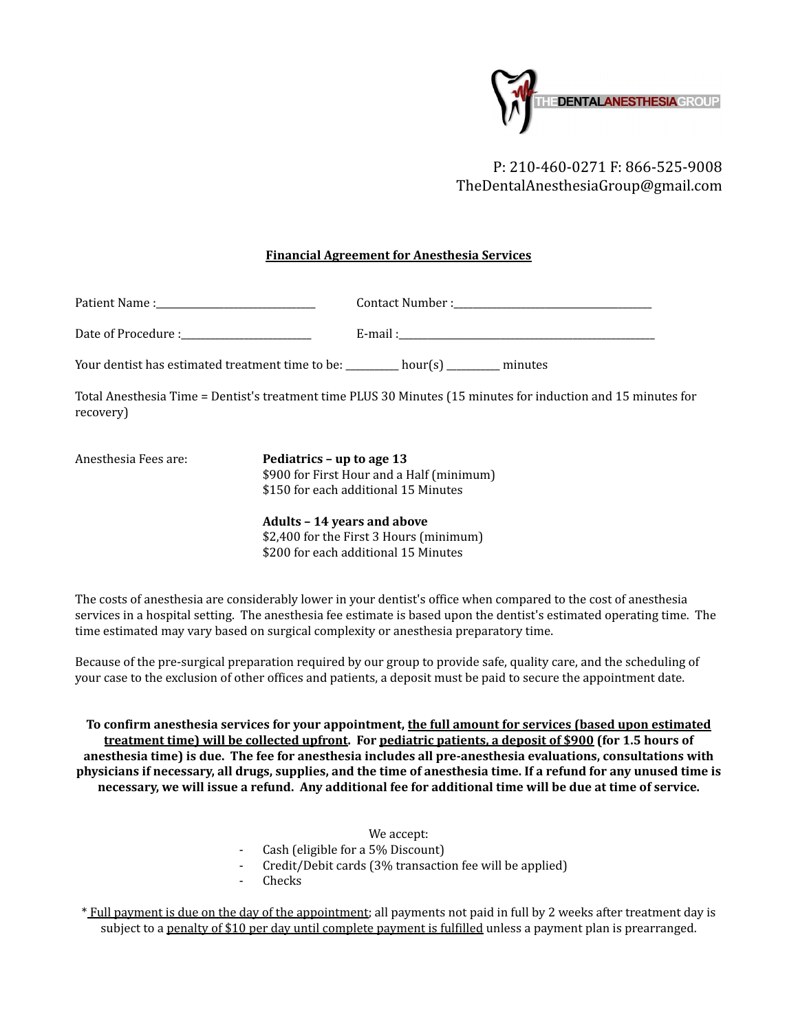THEDENTALANESTHESIAGROUP

P: 210-460-0271 F: 866-525-9008
TheDentalAnesthesiaGroup@gmail.com

## Financial Agreement for Anesthesia Services

Patient Name :_______________________________ Contact Number :______________________________________

Date of Procedure :_________________________ E-mail :__________________________________________________

Your dentist has estimated treatment time to be: __________ hour(s) __________ minutes

Total Anesthesia Time = Dentist's treatment time PLUS 30 Minutes (15 minutes for induction and 15 minutes for recovery)

Anesthesia Fees are:

**Pediatrics – up to age 13**
$900 for First Hour and a Half (minimum)
$150 for each additional 15 Minutes

**Adults – 14 years and above**
$2,400 for the First 3 Hours (minimum)
$200 for each additional 15 Minutes

The costs of anesthesia are considerably lower in your dentist's office when compared to the cost of anesthesia services in a hospital setting. The anesthesia fee estimate is based upon the dentist's estimated operating time. The time estimated may vary based on surgical complexity or anesthesia preparatory time.

Because of the pre-surgical preparation required by our group to provide safe, quality care, and the scheduling of your case to the exclusion of other offices and patients, a deposit must be paid to secure the appointment date.

**To confirm anesthesia services for your appointment, <u>the full amount for services (based upon estimated treatment time) will be collected upfront</u>. For <u>pediatric patients, a deposit of $900</u> (for 1.5 hours of anesthesia time) is due. The fee for anesthesia includes all pre-anesthesia evaluations, consultations with physicians if necessary, all drugs, supplies, and the time of anesthesia time. If a refund for any unused time is necessary, we will issue a refund. Any additional fee for additional time will be due at time of service.**

We accept:

- Cash (eligible for a 5% Discount)
- Credit/Debit cards (3% transaction fee will be applied)
- Checks

* <u>Full payment is due on the day of the appointment</u>; all payments not paid in full by 2 weeks after treatment day is subject to a <u>penalty of $10 per day until complete payment is fulfilled</u> unless a payment plan is prearranged.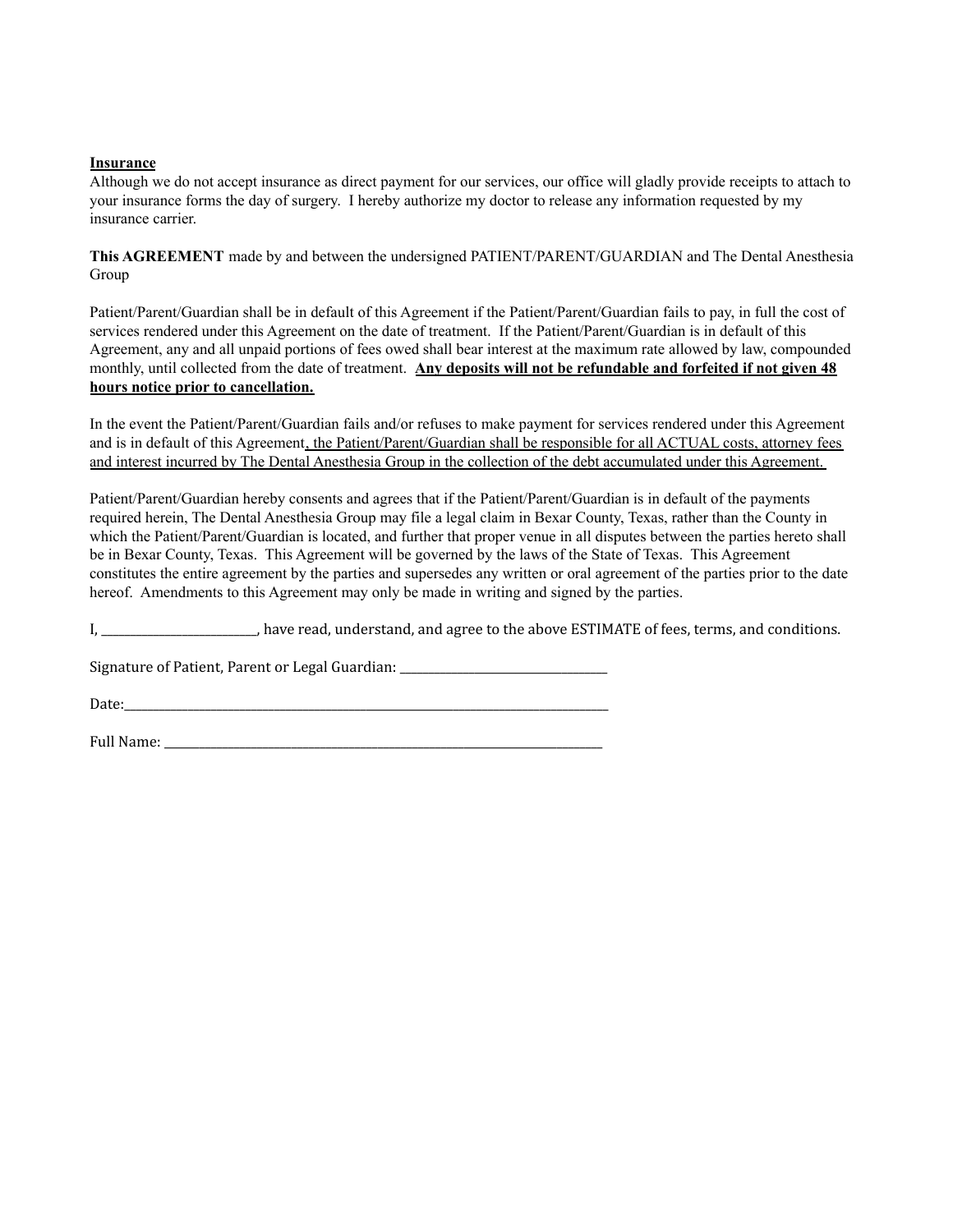**Insurance**

Although we do not accept insurance as direct payment for our services, our office will gladly provide receipts to attach to your insurance forms the day of surgery. I hereby authorize my doctor to release any information requested by my insurance carrier.

**This AGREEMENT** made by and between the undersigned PATIENT/PARENT/GUARDIAN and The Dental Anesthesia Group

Patient/Parent/Guardian shall be in default of this Agreement if the Patient/Parent/Guardian fails to pay, in full the cost of services rendered under this Agreement on the date of treatment. If the Patient/Parent/Guardian is in default of this Agreement, any and all unpaid portions of fees owed shall bear interest at the maximum rate allowed by law, compounded monthly, until collected from the date of treatment. **Any deposits will not be refundable and forfeited if not given 48 hours notice prior to cancellation.**

In the event the Patient/Parent/Guardian fails and/or refuses to make payment for services rendered under this Agreement and is in default of this Agreement, the Patient/Parent/Guardian shall be responsible for all ACTUAL costs, attorney fees and interest incurred by The Dental Anesthesia Group in the collection of the debt accumulated under this Agreement.

Patient/Parent/Guardian hereby consents and agrees that if the Patient/Parent/Guardian is in default of the payments required herein, The Dental Anesthesia Group may file a legal claim in Bexar County, Texas, rather than the County in which the Patient/Parent/Guardian is located, and further that proper venue in all disputes between the parties hereto shall be in Bexar County, Texas. This Agreement will be governed by the laws of the State of Texas. This Agreement constitutes the entire agreement by the parties and supersedes any written or oral agreement of the parties prior to the date hereof. Amendments to this Agreement may only be made in writing and signed by the parties.

I, _______________________, have read, understand, and agree to the above ESTIMATE of fees, terms, and conditions.

Signature of Patient, Parent or Legal Guardian: _______________________________

Date:___________________________________________________________________________

Full Name: _____________________________________________________________________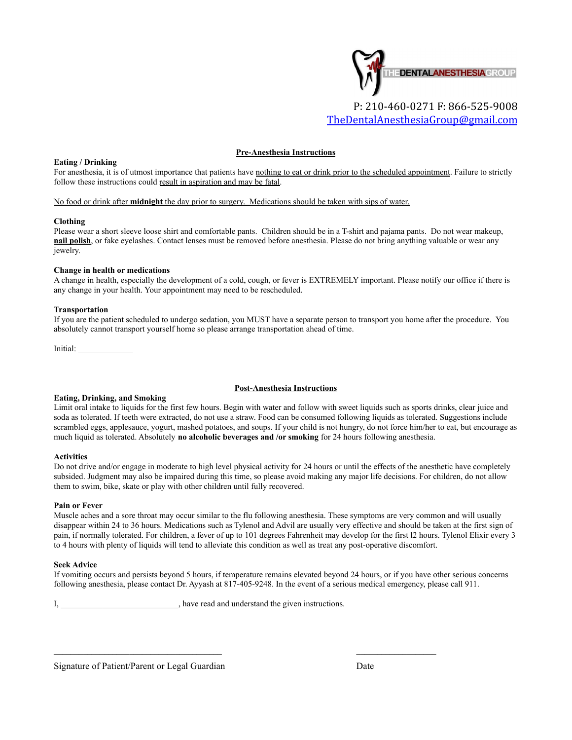THEDENTALANESTHESIAGROUP

P: 210-460-0271 F: 866-525-9008
TheDentalAnesthesiaGroup@gmail.com

## Pre-Anesthesia Instructions

**Eating / Drinking**

For anesthesia, it is of utmost importance that patients have nothing to eat or drink prior to the scheduled appointment. Failure to strictly follow these instructions could result in aspiration and may be fatal.

No food or drink after **midnight** the day prior to surgery. Medications should be taken with sips of water.

**Clothing**

Please wear a short sleeve loose shirt and comfortable pants. Children should be in a T-shirt and pajama pants. Do not wear makeup, **nail polish**, or fake eyelashes. Contact lenses must be removed before anesthesia. Please do not bring anything valuable or wear any jewelry.

**Change in health or medications**

A change in health, especially the development of a cold, cough, or fever is EXTREMELY important. Please notify our office if there is any change in your health. Your appointment may need to be rescheduled.

**Transportation**

If you are the patient scheduled to undergo sedation, you MUST have a separate person to transport you home after the procedure. You absolutely cannot transport yourself home so please arrange transportation ahead of time.

Initial: _____________

## Post-Anesthesia Instructions

**Eating, Drinking, and Smoking**

Limit oral intake to liquids for the first few hours. Begin with water and follow with sweet liquids such as sports drinks, clear juice and soda as tolerated. If teeth were extracted, do not use a straw. Food can be consumed following liquids as tolerated. Suggestions include scrambled eggs, applesauce, yogurt, mashed potatoes, and soups. If your child is not hungry, do not force him/her to eat, but encourage as much liquid as tolerated. Absolutely **no alcoholic beverages and /or smoking** for 24 hours following anesthesia.

**Activities**

Do not drive and/or engage in moderate to high level physical activity for 24 hours or until the effects of the anesthetic have completely subsided. Judgment may also be impaired during this time, so please avoid making any major life decisions. For children, do not allow them to swim, bike, skate or play with other children until fully recovered.

**Pain or Fever**

Muscle aches and a sore throat may occur similar to the flu following anesthesia. These symptoms are very common and will usually disappear within 24 to 36 hours. Medications such as Tylenol and Advil are usually very effective and should be taken at the first sign of pain, if normally tolerated. For children, a fever of up to 101 degrees Fahrenheit may develop for the first l2 hours. Tylenol Elixir every 3 to 4 hours with plenty of liquids will tend to alleviate this condition as well as treat any post-operative discomfort.

**Seek Advice**

If vomiting occurs and persists beyond 5 hours, if temperature remains elevated beyond 24 hours, or if you have other serious concerns following anesthesia, please contact Dr. Ayyash at 817-405-9248. In the event of a serious medical emergency, please call 911.

I, ___________________________, have read and understand the given instructions.

_____________________________________ __________________

Signature of Patient/Parent or Legal Guardian Date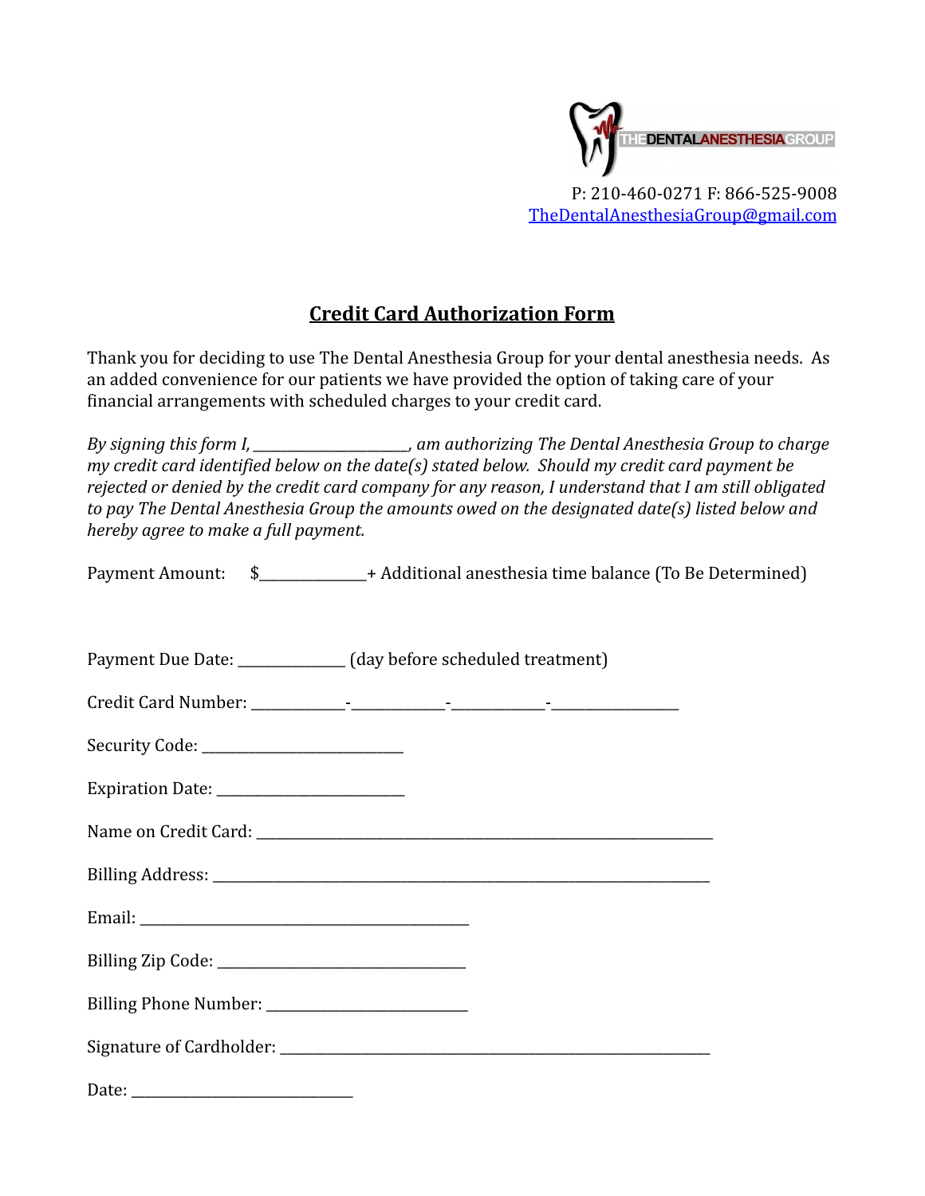THEDENTALANESTHESIAGROUP

P: 210-460-0271 F: 866-525-9008
TheDentalAnesthesiaGroup@gmail.com

# Credit Card Authorization Form

Thank you for deciding to use The Dental Anesthesia Group for your dental anesthesia needs. As an added convenience for our patients we have provided the option of taking care of your financial arrangements with scheduled charges to your credit card.

*By signing this form I, _____________________, am authorizing The Dental Anesthesia Group to charge my credit card identified below on the date(s) stated below. Should my credit card payment be rejected or denied by the credit card company for any reason, I understand that I am still obligated to pay The Dental Anesthesia Group the amounts owed on the designated date(s) listed below and hereby agree to make a full payment.*

Payment Amount: $______________+ Additional anesthesia time balance (To Be Determined)

Payment Due Date: ______________ (day before scheduled treatment)

Credit Card Number: _____________-_____________-_____________-_________________

Security Code: ___________________________

Expiration Date: _________________________

Name on Credit Card: _______________________________________________________________

Billing Address: __________________________________________________________________

Email: _____________________________________________

Billing Zip Code: __________________________________

Billing Phone Number: ___________________________

Signature of Cardholder: _________________________________________________________

Date: ______________________________